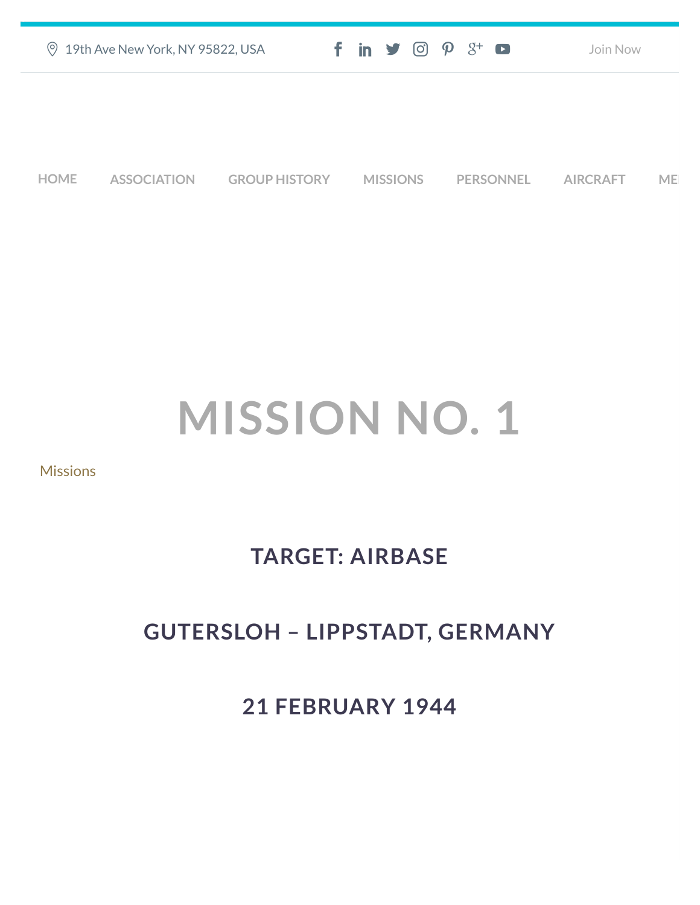19th Ave New York, NY 95822, USA

Join Now

HOME ASSOCIATION GROUP HISTORY MISSIONS PERSONNEL AIRCRAFT ME

# MISSION NO. 1

Missions

## TARGET: AIRBASE

## GUTERSLOH – LIPPSTADT, GERMANY

## 21 FEBRUARY 1944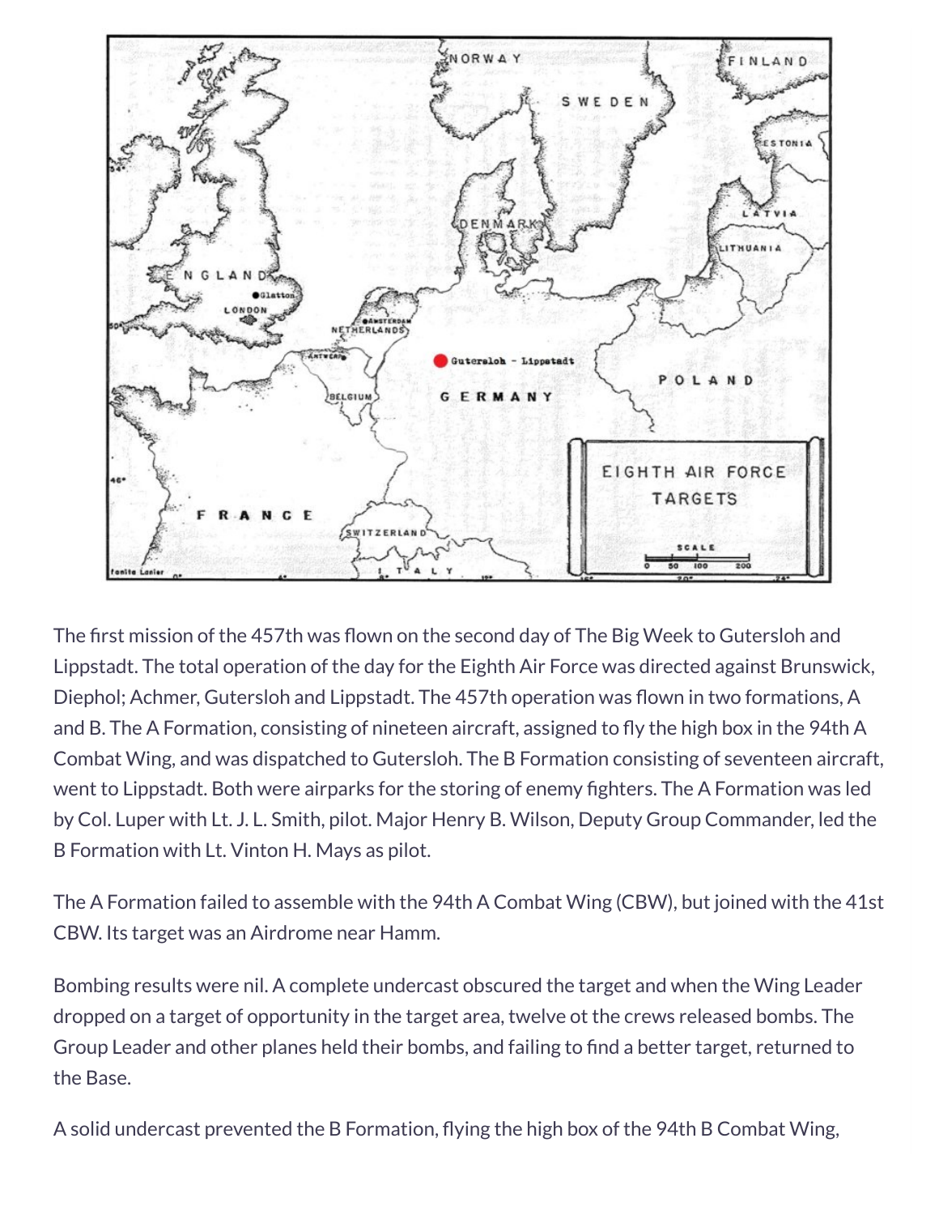The first mission of the 457th was flown on the second day of The Big Week to Gutersloh and Lippstadt. The total operation of the day for the Eighth Air Force was directed against Brunswick, Diephol; Achmer, Gutersloh and Lippstadt. The 457th operation was flown in two formations, A and B. The A Formation, consisting of nineteen aircraft, assigned to fly the high box in the 94th A Combat Wing, and was dispatched to Gutersloh. The B Formation consisting of seventeen aircraft, went to Lippstadt. Both were airparks for the storing of enemy fighters. The A Formation was led by Col. Luper with Lt. J. L. Smith, pilot. Major Henry B. Wilson, Deputy Group Commander, led the B Formation with Lt. Vinton H. Mays as pilot.

The A Formation failed to assemble with the 94th A Combat Wing (CBW), but joined with the 41st CBW. Its target was an Airdrome near Hamm.

Bombing results were nil. A complete undercast obscured the target and when the Wing Leader dropped on a target of opportunity in the target area, twelve ot the crews released bombs. The Group Leader and other planes held their bombs, and failing to find a better target, returned to the Base.

A solid undercast prevented the B Formation, flying the high box of the 94th B Combat Wing,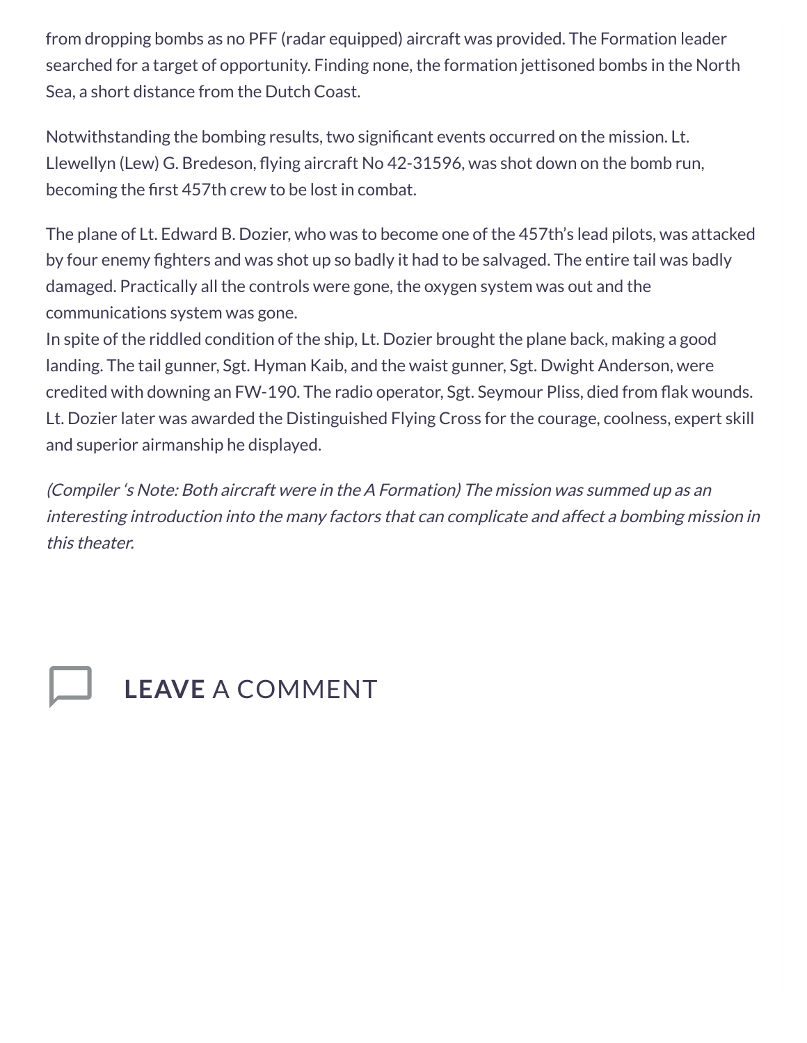from dropping bombs as no PFF (radar equipped) aircraft was provided. The Formation leader searched for a target of opportunity. Finding none, the formation jettisoned bombs in the North Sea, a short distance from the Dutch Coast.

Notwithstanding the bombing results, two significant events occurred on the mission. Lt. Llewellyn (Lew) G. Bredeson, flying aircraft No 42-31596, was shot down on the bomb run, becoming the first 457th crew to be lost in combat.

The plane of Lt. Edward B. Dozier, who was to become one of the 457th's lead pilots, was attacked by four enemy fighters and was shot up so badly it had to be salvaged. The entire tail was badly damaged. Practically all the controls were gone, the oxygen system was out and the communications system was gone.
In spite of the riddled condition of the ship, Lt. Dozier brought the plane back, making a good landing. The tail gunner, Sgt. Hyman Kaib, and the waist gunner, Sgt. Dwight Anderson, were credited with downing an FW-190. The radio operator, Sgt. Seymour Pliss, died from flak wounds. Lt. Dozier later was awarded the Distinguished Flying Cross for the courage, coolness, expert skill and superior airmanship he displayed.

*(Compiler 's Note: Both aircraft were in the A Formation) The mission was summed up as an interesting introduction into the many factors that can complicate and affect a bombing mission in this theater.*

## **LEAVE** A COMMENT